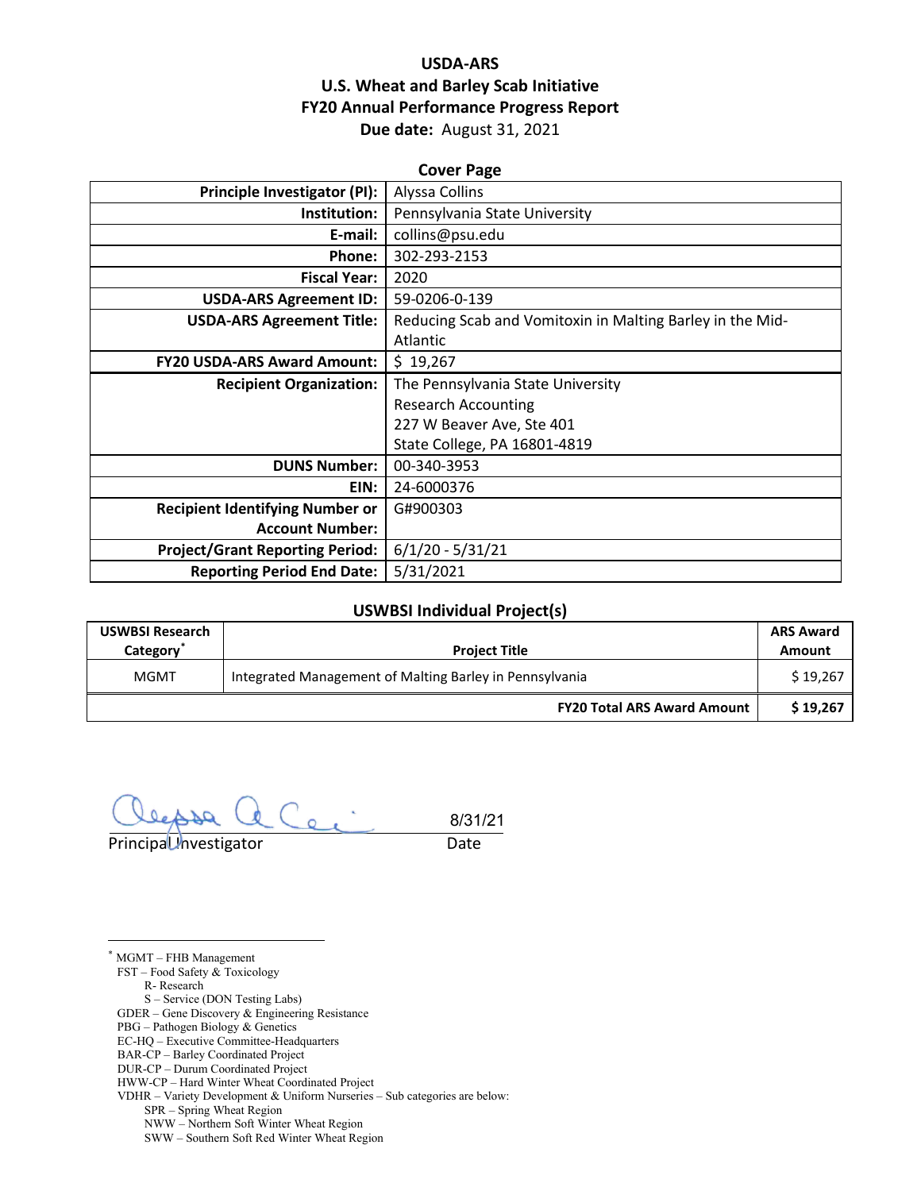# USDA-ARS
# U.S. Wheat and Barley Scab Initiative
# FY20 Annual Performance Progress Report

**Due date:** August 31, 2021

## Cover Page

| | |
|---|---|
| **Principle Investigator (PI):** | Alyssa Collins |
| **Institution:** | Pennsylvania State University |
| **E-mail:** | collins@psu.edu |
| **Phone:** | 302-293-2153 |
| **Fiscal Year:** | 2020 |
| **USDA-ARS Agreement ID:** | 59-0206-0-139 |
| **USDA-ARS Agreement Title:** | Reducing Scab and Vomitoxin in Malting Barley in the Mid-Atlantic |
| **FY20 USDA-ARS Award Amount:** | $ 19,267 |
| **Recipient Organization:** | The Pennsylvania State University<br>Research Accounting<br>227 W Beaver Ave, Ste 401<br>State College, PA 16801-4819 |
| **DUNS Number:** | 00-340-3953 |
| **EIN:** | 24-6000376 |
| **Recipient Identifying Number or Account Number:** | G#900303 |
| **Project/Grant Reporting Period:** | 6/1/20 - 5/31/21 |
| **Reporting Period End Date:** | 5/31/2021 |

## USWBSI Individual Project(s)

| USWBSI Research Category* | Project Title | ARS Award Amount |
|---|---|---|
| MGMT | Integrated Management of Malting Barley in Pennsylvania | $ 19,267 |
| | **FY20 Total ARS Award Amount** | **$ 19,267** |

Principal Investigator — Date: 8/31/21

---

* MGMT – FHB Management
FST – Food Safety & Toxicology
  R- Research
  S – Service (DON Testing Labs)
GDER – Gene Discovery & Engineering Resistance
PBG – Pathogen Biology & Genetics
EC-HQ – Executive Committee-Headquarters
BAR-CP – Barley Coordinated Project
DUR-CP – Durum Coordinated Project
HWW-CP – Hard Winter Wheat Coordinated Project
VDHR – Variety Development & Uniform Nurseries – Sub categories are below:
  SPR – Spring Wheat Region
  NWW – Northern Soft Winter Wheat Region
  SWW – Southern Soft Red Winter Wheat Region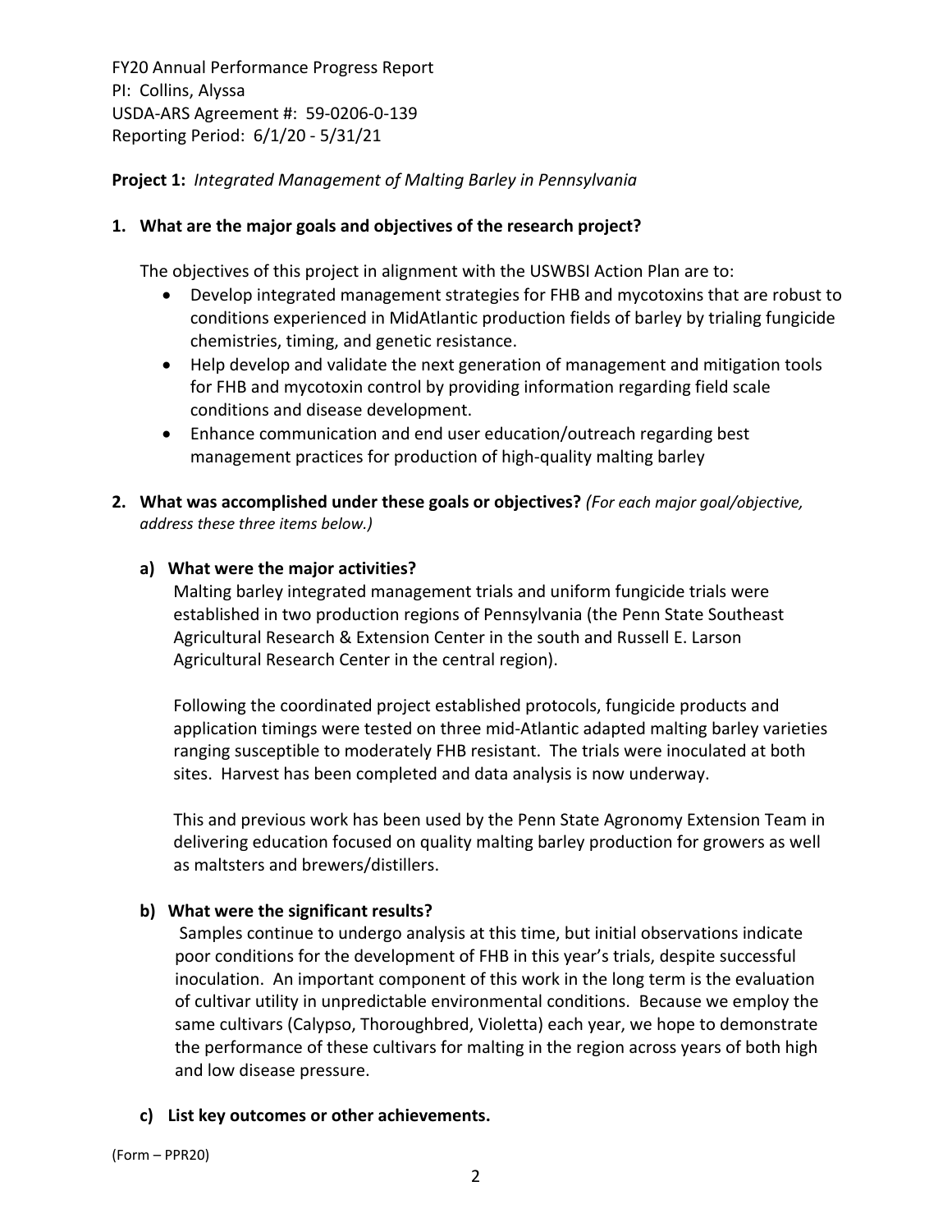**Project 1:** *Integrated Management of Malting Barley in Pennsylvania*

**1. What are the major goals and objectives of the research project?**

The objectives of this project in alignment with the USWBSI Action Plan are to:

- Develop integrated management strategies for FHB and mycotoxins that are robust to conditions experienced in MidAtlantic production fields of barley by trialing fungicide chemistries, timing, and genetic resistance.
- Help develop and validate the next generation of management and mitigation tools for FHB and mycotoxin control by providing information regarding field scale conditions and disease development.
- Enhance communication and end user education/outreach regarding best management practices for production of high-quality malting barley

**2. What was accomplished under these goals or objectives?** *(For each major goal/objective, address these three items below.)*

**a) What were the major activities?**

Malting barley integrated management trials and uniform fungicide trials were established in two production regions of Pennsylvania (the Penn State Southeast Agricultural Research & Extension Center in the south and Russell E. Larson Agricultural Research Center in the central region).

Following the coordinated project established protocols, fungicide products and application timings were tested on three mid-Atlantic adapted malting barley varieties ranging susceptible to moderately FHB resistant. The trials were inoculated at both sites. Harvest has been completed and data analysis is now underway.

This and previous work has been used by the Penn State Agronomy Extension Team in delivering education focused on quality malting barley production for growers as well as maltsters and brewers/distillers.

**b) What were the significant results?**

Samples continue to undergo analysis at this time, but initial observations indicate poor conditions for the development of FHB in this year's trials, despite successful inoculation. An important component of this work in the long term is the evaluation of cultivar utility in unpredictable environmental conditions. Because we employ the same cultivars (Calypso, Thoroughbred, Violetta) each year, we hope to demonstrate the performance of these cultivars for malting in the region across years of both high and low disease pressure.

**c) List key outcomes or other achievements.**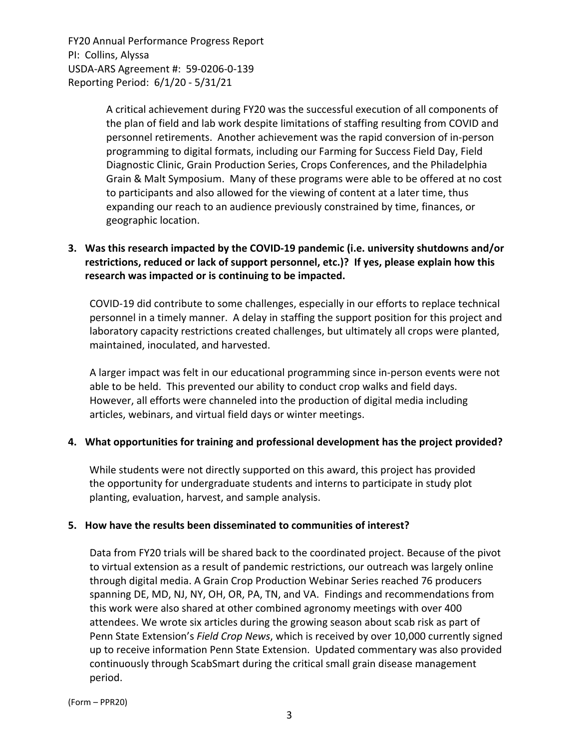A critical achievement during FY20 was the successful execution of all components of the plan of field and lab work despite limitations of staffing resulting from COVID and personnel retirements. Another achievement was the rapid conversion of in-person programming to digital formats, including our Farming for Success Field Day, Field Diagnostic Clinic, Grain Production Series, Crops Conferences, and the Philadelphia Grain & Malt Symposium. Many of these programs were able to be offered at no cost to participants and also allowed for the viewing of content at a later time, thus expanding our reach to an audience previously constrained by time, finances, or geographic location.

**3. Was this research impacted by the COVID-19 pandemic (i.e. university shutdowns and/or restrictions, reduced or lack of support personnel, etc.)? If yes, please explain how this research was impacted or is continuing to be impacted.**

COVID-19 did contribute to some challenges, especially in our efforts to replace technical personnel in a timely manner. A delay in staffing the support position for this project and laboratory capacity restrictions created challenges, but ultimately all crops were planted, maintained, inoculated, and harvested.

A larger impact was felt in our educational programming since in-person events were not able to be held. This prevented our ability to conduct crop walks and field days. However, all efforts were channeled into the production of digital media including articles, webinars, and virtual field days or winter meetings.

**4. What opportunities for training and professional development has the project provided?**

While students were not directly supported on this award, this project has provided the opportunity for undergraduate students and interns to participate in study plot planting, evaluation, harvest, and sample analysis.

**5. How have the results been disseminated to communities of interest?**

Data from FY20 trials will be shared back to the coordinated project. Because of the pivot to virtual extension as a result of pandemic restrictions, our outreach was largely online through digital media. A Grain Crop Production Webinar Series reached 76 producers spanning DE, MD, NJ, NY, OH, OR, PA, TN, and VA. Findings and recommendations from this work were also shared at other combined agronomy meetings with over 400 attendees. We wrote six articles during the growing season about scab risk as part of Penn State Extension's *Field Crop News*, which is received by over 10,000 currently signed up to receive information Penn State Extension. Updated commentary was also provided continuously through ScabSmart during the critical small grain disease management period.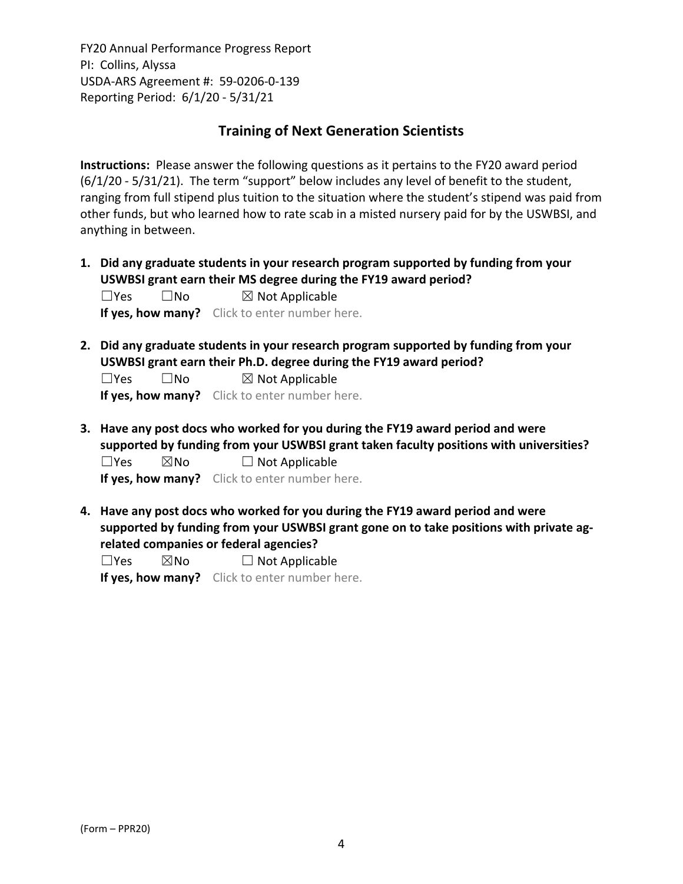FY20 Annual Performance Progress Report
PI: Collins, Alyssa
USDA-ARS Agreement #: 59-0206-0-139
Reporting Period: 6/1/20 - 5/31/21

## Training of Next Generation Scientists

**Instructions:** Please answer the following questions as it pertains to the FY20 award period (6/1/20 - 5/31/21). The term "support" below includes any level of benefit to the student, ranging from full stipend plus tuition to the situation where the student's stipend was paid from other funds, but who learned how to rate scab in a misted nursery paid for by the USWBSI, and anything in between.

1. **Did any graduate students in your research program supported by funding from your USWBSI grant earn their MS degree during the FY19 award period?**
   ☐Yes ☐No ☒ Not Applicable
   **If yes, how many?** Click to enter number here.

2. **Did any graduate students in your research program supported by funding from your USWBSI grant earn their Ph.D. degree during the FY19 award period?**
   ☐Yes ☐No ☒ Not Applicable
   **If yes, how many?** Click to enter number here.

3. **Have any post docs who worked for you during the FY19 award period and were supported by funding from your USWBSI grant taken faculty positions with universities?**
   ☐Yes ☒No ☐ Not Applicable
   **If yes, how many?** Click to enter number here.

4. **Have any post docs who worked for you during the FY19 award period and were supported by funding from your USWBSI grant gone on to take positions with private ag-related companies or federal agencies?**
   ☐Yes ☒No ☐ Not Applicable
   **If yes, how many?** Click to enter number here.

(Form – PPR20)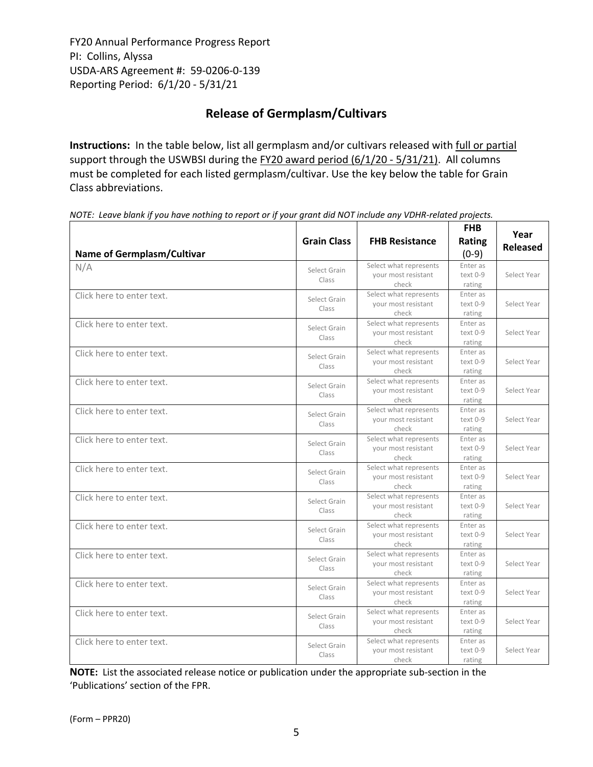FY20 Annual Performance Progress Report
PI: Collins, Alyssa
USDA-ARS Agreement #: 59-0206-0-139
Reporting Period: 6/1/20 - 5/31/21

## Release of Germplasm/Cultivars

**Instructions:** In the table below, list all germplasm and/or cultivars released with full or partial support through the USWBSI during the FY20 award period (6/1/20 - 5/31/21). All columns must be completed for each listed germplasm/cultivar. Use the key below the table for Grain Class abbreviations.

*NOTE: Leave blank if you have nothing to report or if your grant did NOT include any VDHR-related projects.*

| Name of Germplasm/Cultivar | Grain Class | FHB Resistance | FHB Rating (0-9) | Year Released |
|---|---|---|---|---|
| N/A | Select Grain Class | Select what represents your most resistant check | Enter as text 0-9 rating | Select Year |
| Click here to enter text. | Select Grain Class | Select what represents your most resistant check | Enter as text 0-9 rating | Select Year |
| Click here to enter text. | Select Grain Class | Select what represents your most resistant check | Enter as text 0-9 rating | Select Year |
| Click here to enter text. | Select Grain Class | Select what represents your most resistant check | Enter as text 0-9 rating | Select Year |
| Click here to enter text. | Select Grain Class | Select what represents your most resistant check | Enter as text 0-9 rating | Select Year |
| Click here to enter text. | Select Grain Class | Select what represents your most resistant check | Enter as text 0-9 rating | Select Year |
| Click here to enter text. | Select Grain Class | Select what represents your most resistant check | Enter as text 0-9 rating | Select Year |
| Click here to enter text. | Select Grain Class | Select what represents your most resistant check | Enter as text 0-9 rating | Select Year |
| Click here to enter text. | Select Grain Class | Select what represents your most resistant check | Enter as text 0-9 rating | Select Year |
| Click here to enter text. | Select Grain Class | Select what represents your most resistant check | Enter as text 0-9 rating | Select Year |
| Click here to enter text. | Select Grain Class | Select what represents your most resistant check | Enter as text 0-9 rating | Select Year |
| Click here to enter text. | Select Grain Class | Select what represents your most resistant check | Enter as text 0-9 rating | Select Year |
| Click here to enter text. | Select Grain Class | Select what represents your most resistant check | Enter as text 0-9 rating | Select Year |
| Click here to enter text. | Select Grain Class | Select what represents your most resistant check | Enter as text 0-9 rating | Select Year |

**NOTE:** List the associated release notice or publication under the appropriate sub-section in the 'Publications' section of the FPR.

(Form – PPR20)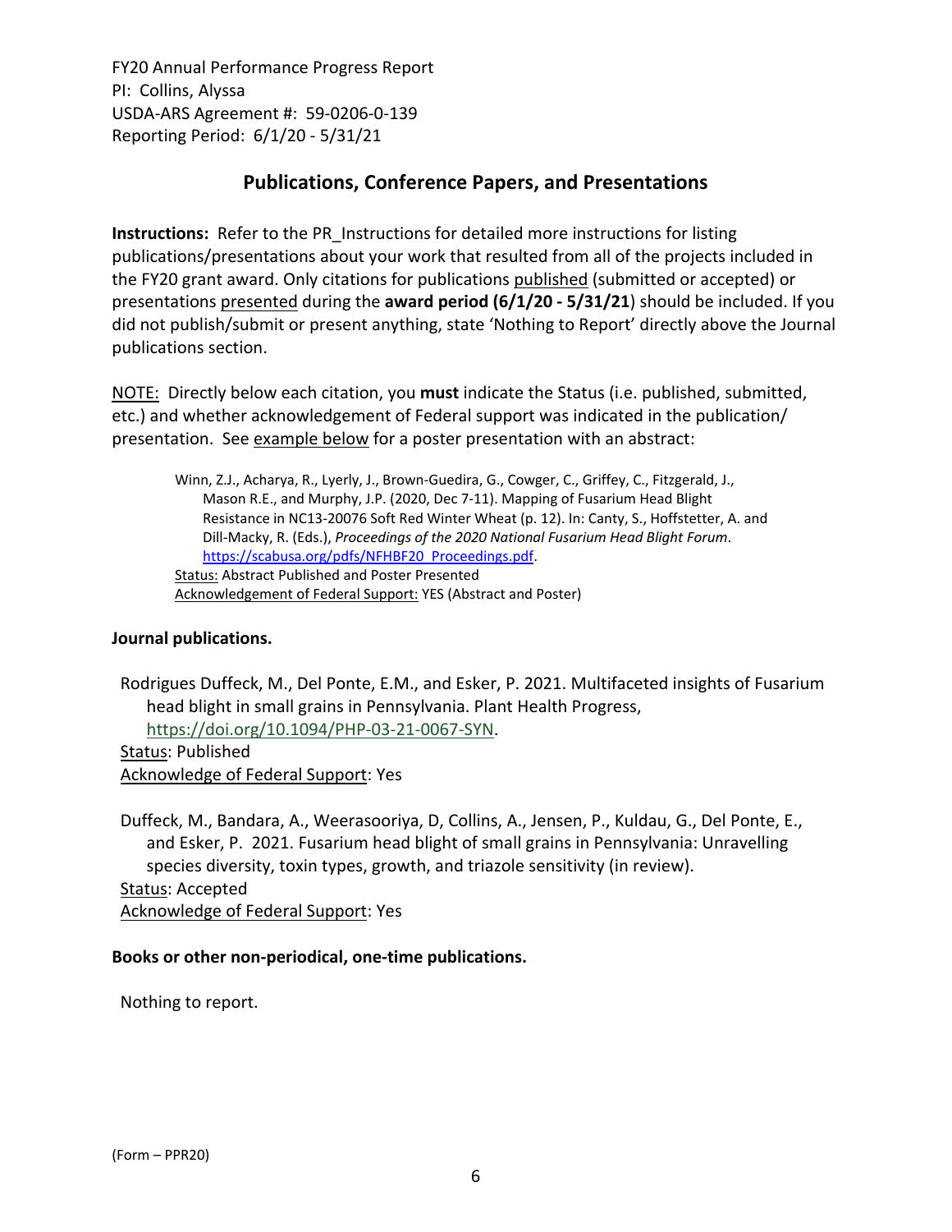FY20 Annual Performance Progress Report
PI: Collins, Alyssa
USDA-ARS Agreement #: 59-0206-0-139
Reporting Period: 6/1/20 - 5/31/21

## Publications, Conference Papers, and Presentations

**Instructions:** Refer to the PR_Instructions for detailed more instructions for listing publications/presentations about your work that resulted from all of the projects included in the FY20 grant award. Only citations for publications published (submitted or accepted) or presentations presented during the **award period (6/1/20 - 5/31/21**) should be included. If you did not publish/submit or present anything, state 'Nothing to Report' directly above the Journal publications section.

NOTE: Directly below each citation, you **must** indicate the Status (i.e. published, submitted, etc.) and whether acknowledgement of Federal support was indicated in the publication/ presentation. See example below for a poster presentation with an abstract:

> Winn, Z.J., Acharya, R., Lyerly, J., Brown-Guedira, G., Cowger, C., Griffey, C., Fitzgerald, J., Mason R.E., and Murphy, J.P. (2020, Dec 7-11). Mapping of Fusarium Head Blight Resistance in NC13-20076 Soft Red Winter Wheat (p. 12). In: Canty, S., Hoffstetter, A. and Dill-Macky, R. (Eds.), *Proceedings of the 2020 National Fusarium Head Blight Forum*. https://scabusa.org/pdfs/NFHBF20_Proceedings.pdf.
> Status: Abstract Published and Poster Presented
> Acknowledgement of Federal Support: YES (Abstract and Poster)

**Journal publications.**

Rodrigues Duffeck, M., Del Ponte, E.M., and Esker, P. 2021. Multifaceted insights of Fusarium head blight in small grains in Pennsylvania. Plant Health Progress, https://doi.org/10.1094/PHP-03-21-0067-SYN.
Status: Published
Acknowledge of Federal Support: Yes

Duffeck, M., Bandara, A., Weerasooriya, D, Collins, A., Jensen, P., Kuldau, G., Del Ponte, E., and Esker, P. 2021. Fusarium head blight of small grains in Pennsylvania: Unravelling species diversity, toxin types, growth, and triazole sensitivity (in review).
Status: Accepted
Acknowledge of Federal Support: Yes

**Books or other non-periodical, one-time publications.**

Nothing to report.

(Form – PPR20)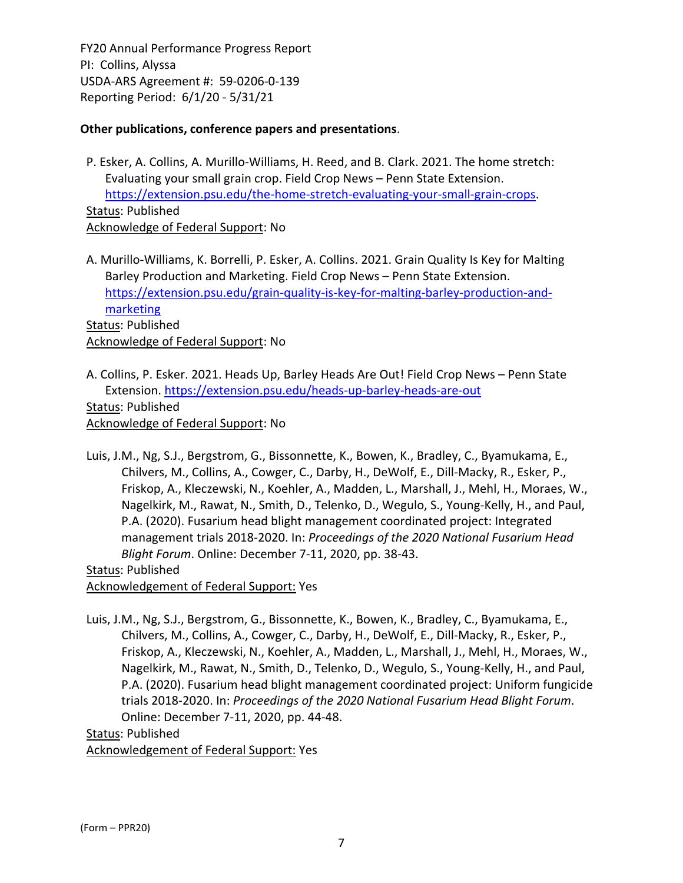**Other publications, conference papers and presentations**.

P. Esker, A. Collins, A. Murillo-Williams, H. Reed, and B. Clark. 2021. The home stretch: Evaluating your small grain crop. Field Crop News – Penn State Extension. https://extension.psu.edu/the-home-stretch-evaluating-your-small-grain-crops.
Status: Published
Acknowledge of Federal Support: No

A. Murillo-Williams, K. Borrelli, P. Esker, A. Collins. 2021. Grain Quality Is Key for Malting Barley Production and Marketing. Field Crop News – Penn State Extension. https://extension.psu.edu/grain-quality-is-key-for-malting-barley-production-and-marketing
Status: Published
Acknowledge of Federal Support: No

A. Collins, P. Esker. 2021. Heads Up, Barley Heads Are Out! Field Crop News – Penn State Extension. https://extension.psu.edu/heads-up-barley-heads-are-out
Status: Published
Acknowledge of Federal Support: No

Luis, J.M., Ng, S.J., Bergstrom, G., Bissonnette, K., Bowen, K., Bradley, C., Byamukama, E., Chilvers, M., Collins, A., Cowger, C., Darby, H., DeWolf, E., Dill-Macky, R., Esker, P., Friskop, A., Kleczewski, N., Koehler, A., Madden, L., Marshall, J., Mehl, H., Moraes, W., Nagelkirk, M., Rawat, N., Smith, D., Telenko, D., Wegulo, S., Young-Kelly, H., and Paul, P.A. (2020). Fusarium head blight management coordinated project: Integrated management trials 2018-2020. In: *Proceedings of the 2020 National Fusarium Head Blight Forum*. Online: December 7-11, 2020, pp. 38-43.
Status: Published
Acknowledgement of Federal Support: Yes

Luis, J.M., Ng, S.J., Bergstrom, G., Bissonnette, K., Bowen, K., Bradley, C., Byamukama, E., Chilvers, M., Collins, A., Cowger, C., Darby, H., DeWolf, E., Dill-Macky, R., Esker, P., Friskop, A., Kleczewski, N., Koehler, A., Madden, L., Marshall, J., Mehl, H., Moraes, W., Nagelkirk, M., Rawat, N., Smith, D., Telenko, D., Wegulo, S., Young-Kelly, H., and Paul, P.A. (2020). Fusarium head blight management coordinated project: Uniform fungicide trials 2018-2020. In: *Proceedings of the 2020 National Fusarium Head Blight Forum*. Online: December 7-11, 2020, pp. 44-48.
Status: Published
Acknowledgement of Federal Support: Yes